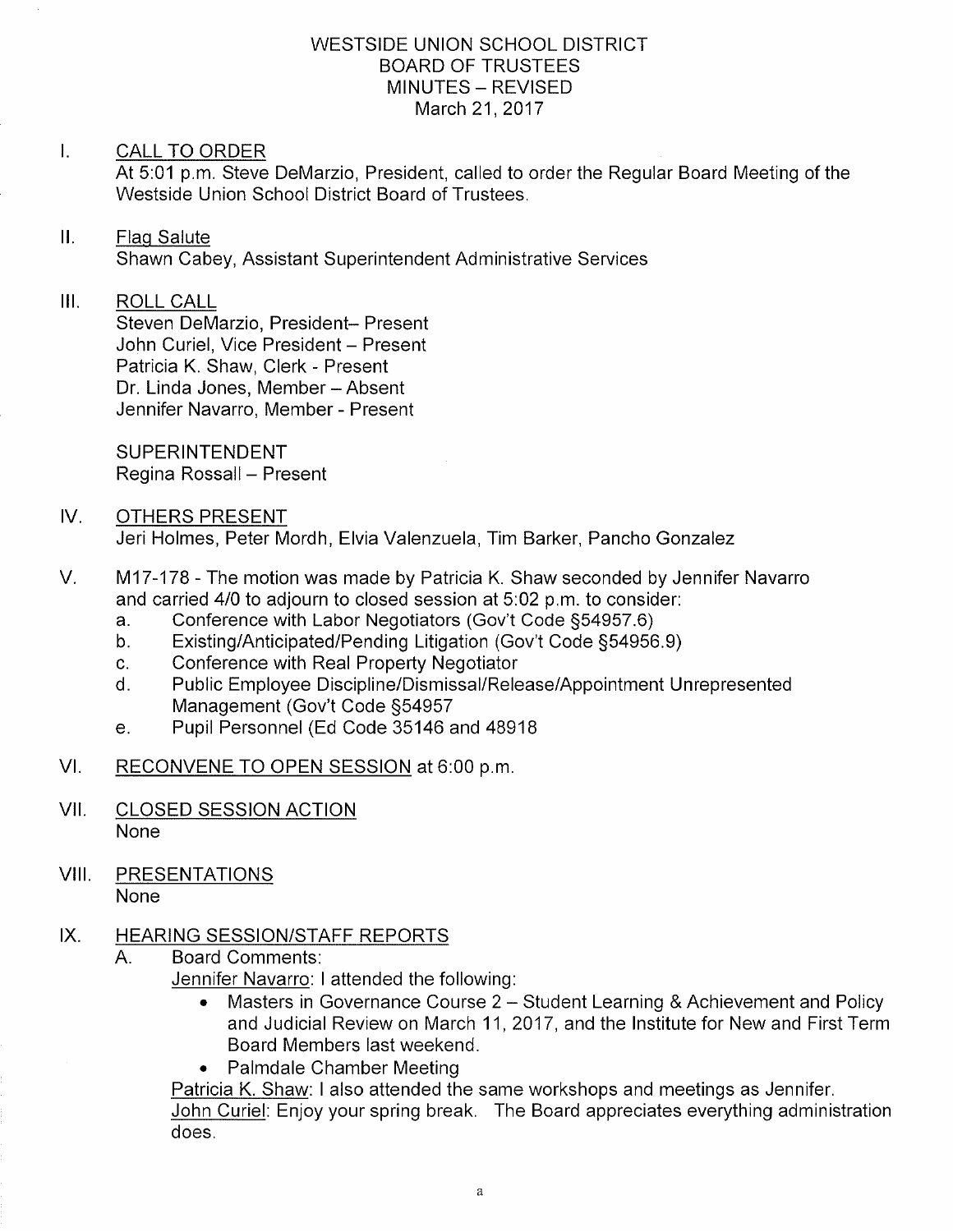# WESTSIDE UNION SCHOOL DISTRICT
## BOARD OF TRUSTEES
## MINUTES – REVISED
## March 21, 2017

I. CALL TO ORDER

At 5:01 p.m. Steve DeMarzio, President, called to order the Regular Board Meeting of the Westside Union School District Board of Trustees.

II. Flag Salute

Shawn Cabey, Assistant Superintendent Administrative Services

III. ROLL CALL

Steven DeMarzio, President– Present
John Curiel, Vice President – Present
Patricia K. Shaw, Clerk - Present
Dr. Linda Jones, Member – Absent
Jennifer Navarro, Member - Present

SUPERINTENDENT
Regina Rossall – Present

IV. OTHERS PRESENT

Jeri Holmes, Peter Mordh, Elvia Valenzuela, Tim Barker, Pancho Gonzalez

V. M17-178 - The motion was made by Patricia K. Shaw seconded by Jennifer Navarro and carried 4/0 to adjourn to closed session at 5:02 p.m. to consider:

a. Conference with Labor Negotiators (Gov't Code §54957.6)
b. Existing/Anticipated/Pending Litigation (Gov't Code §54956.9)
c. Conference with Real Property Negotiator
d. Public Employee Discipline/Dismissal/Release/Appointment Unrepresented Management (Gov't Code §54957
e. Pupil Personnel (Ed Code 35146 and 48918

VI. RECONVENE TO OPEN SESSION at 6:00 p.m.

VII. CLOSED SESSION ACTION

None

VIII. PRESENTATIONS

None

IX. HEARING SESSION/STAFF REPORTS

A. Board Comments:

Jennifer Navarro: I attended the following:

- Masters in Governance Course 2 – Student Learning & Achievement and Policy and Judicial Review on March 11, 2017, and the Institute for New and First Term Board Members last weekend.
- Palmdale Chamber Meeting

Patricia K. Shaw: I also attended the same workshops and meetings as Jennifer.

John Curiel: Enjoy your spring break. The Board appreciates everything administration does.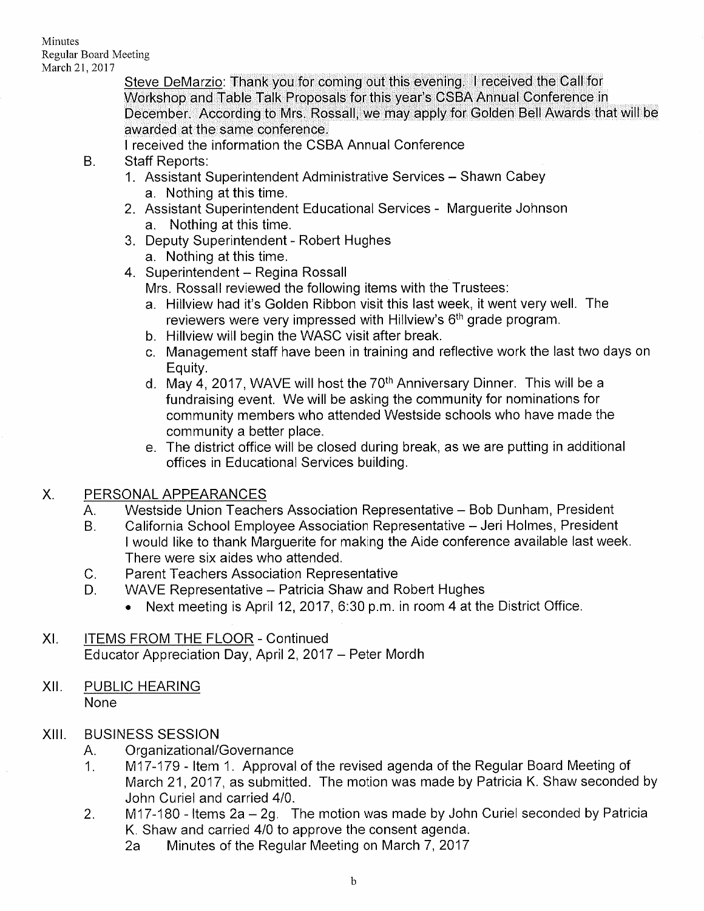Steve DeMarzio: Thank you for coming out this evening. I received the Call for Workshop and Table Talk Proposals for this year's CSBA Annual Conference in December. According to Mrs. Rossall, we may apply for Golden Bell Awards that will be awarded at the same conference.

I received the information the CSBA Annual Conference

B. Staff Reports:
   1. Assistant Superintendent Administrative Services – Shawn Cabey
      a. Nothing at this time.
   2. Assistant Superintendent Educational Services - Marguerite Johnson
      a. Nothing at this time.
   3. Deputy Superintendent - Robert Hughes
      a. Nothing at this time.
   4. Superintendent – Regina Rossall

      Mrs. Rossall reviewed the following items with the Trustees:
      a. Hillview had it's Golden Ribbon visit this last week, it went very well. The reviewers were very impressed with Hillview's 6th grade program.
      b. Hillview will begin the WASC visit after break.
      c. Management staff have been in training and reflective work the last two days on Equity.
      d. May 4, 2017, WAVE will host the 70th Anniversary Dinner. This will be a fundraising event. We will be asking the community for nominations for community members who attended Westside schools who have made the community a better place.
      e. The district office will be closed during break, as we are putting in additional offices in Educational Services building.

## X. PERSONAL APPEARANCES

A. Westside Union Teachers Association Representative – Bob Dunham, President

B. California School Employee Association Representative – Jeri Holmes, President

   I would like to thank Marguerite for making the Aide conference available last week. There were six aides who attended.

C. Parent Teachers Association Representative

D. WAVE Representative – Patricia Shaw and Robert Hughes
   - Next meeting is April 12, 2017, 6:30 p.m. in room 4 at the District Office.

## XI. ITEMS FROM THE FLOOR - Continued

Educator Appreciation Day, April 2, 2017 – Peter Mordh

## XII. PUBLIC HEARING

None

## XIII. BUSINESS SESSION

A. Organizational/Governance

1. M17-179 - Item 1. Approval of the revised agenda of the Regular Board Meeting of March 21, 2017, as submitted. The motion was made by Patricia K. Shaw seconded by John Curiel and carried 4/0.
2. M17-180 - Items 2a – 2g. The motion was made by John Curiel seconded by Patricia K. Shaw and carried 4/0 to approve the consent agenda.

   2a Minutes of the Regular Meeting on March 7, 2017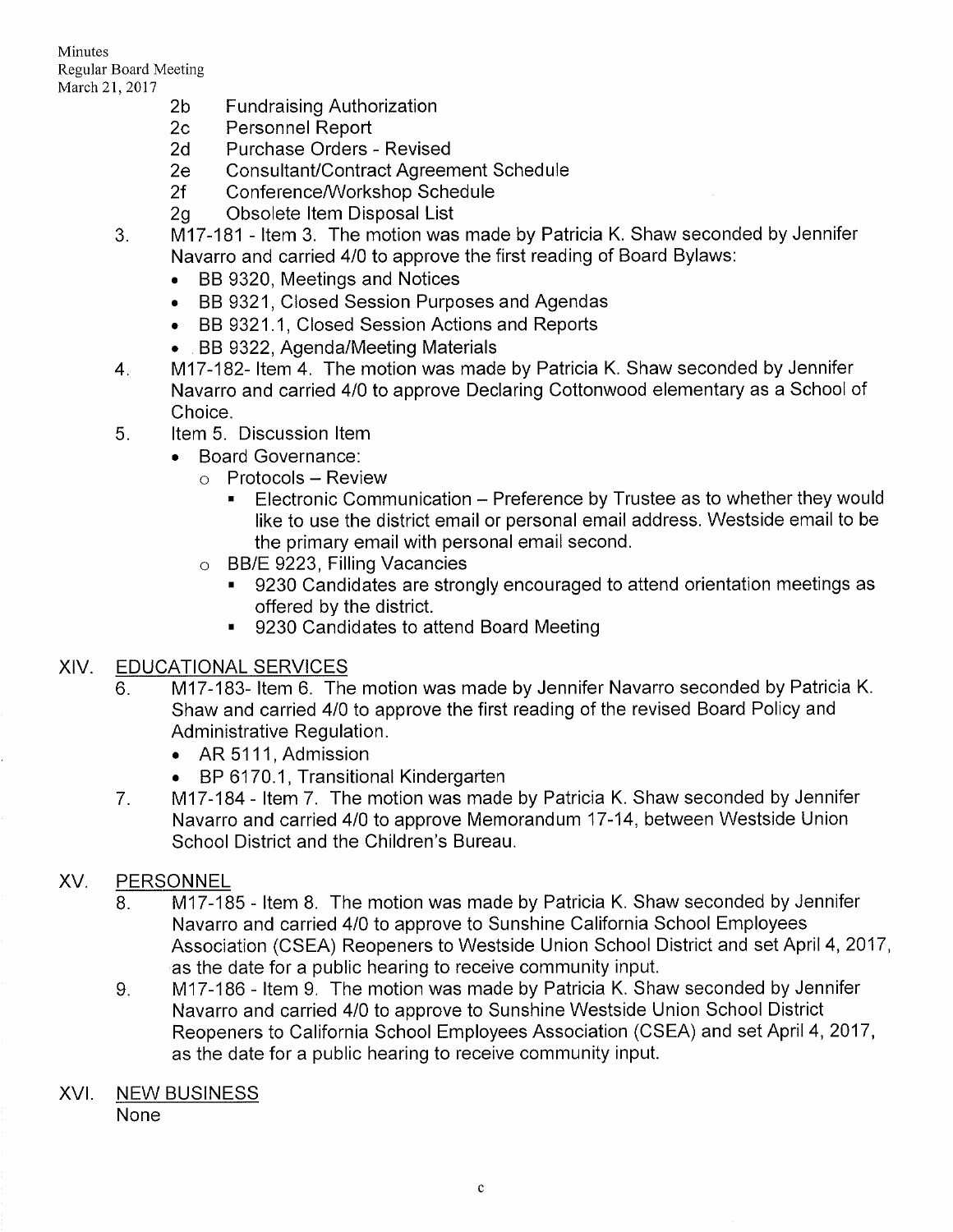2b Fundraising Authorization
2c Personnel Report
2d Purchase Orders - Revised
2e Consultant/Contract Agreement Schedule
2f Conference/Workshop Schedule
2g Obsolete Item Disposal List

3. M17-181 - Item 3. The motion was made by Patricia K. Shaw seconded by Jennifer Navarro and carried 4/0 to approve the first reading of Board Bylaws:
   - BB 9320, Meetings and Notices
   - BB 9321, Closed Session Purposes and Agendas
   - BB 9321.1, Closed Session Actions and Reports
   - BB 9322, Agenda/Meeting Materials
4. M17-182- Item 4. The motion was made by Patricia K. Shaw seconded by Jennifer Navarro and carried 4/0 to approve Declaring Cottonwood elementary as a School of Choice.
5. Item 5. Discussion Item
   - Board Governance:
     - Protocols – Review
       - Electronic Communication – Preference by Trustee as to whether they would like to use the district email or personal email address. Westside email to be the primary email with personal email second.
     - BB/E 9223, Filling Vacancies
       - 9230 Candidates are strongly encouraged to attend orientation meetings as offered by the district.
       - 9230 Candidates to attend Board Meeting

## XIV. EDUCATIONAL SERVICES

6. M17-183- Item 6. The motion was made by Jennifer Navarro seconded by Patricia K. Shaw and carried 4/0 to approve the first reading of the revised Board Policy and Administrative Regulation.
   - AR 5111, Admission
   - BP 6170.1, Transitional Kindergarten
7. M17-184 - Item 7. The motion was made by Patricia K. Shaw seconded by Jennifer Navarro and carried 4/0 to approve Memorandum 17-14, between Westside Union School District and the Children's Bureau.

## XV. PERSONNEL

8. M17-185 - Item 8. The motion was made by Patricia K. Shaw seconded by Jennifer Navarro and carried 4/0 to approve to Sunshine California School Employees Association (CSEA) Reopeners to Westside Union School District and set April 4, 2017, as the date for a public hearing to receive community input.
9. M17-186 - Item 9. The motion was made by Patricia K. Shaw seconded by Jennifer Navarro and carried 4/0 to approve to Sunshine Westside Union School District Reopeners to California School Employees Association (CSEA) and set April 4, 2017, as the date for a public hearing to receive community input.

## XVI. NEW BUSINESS

None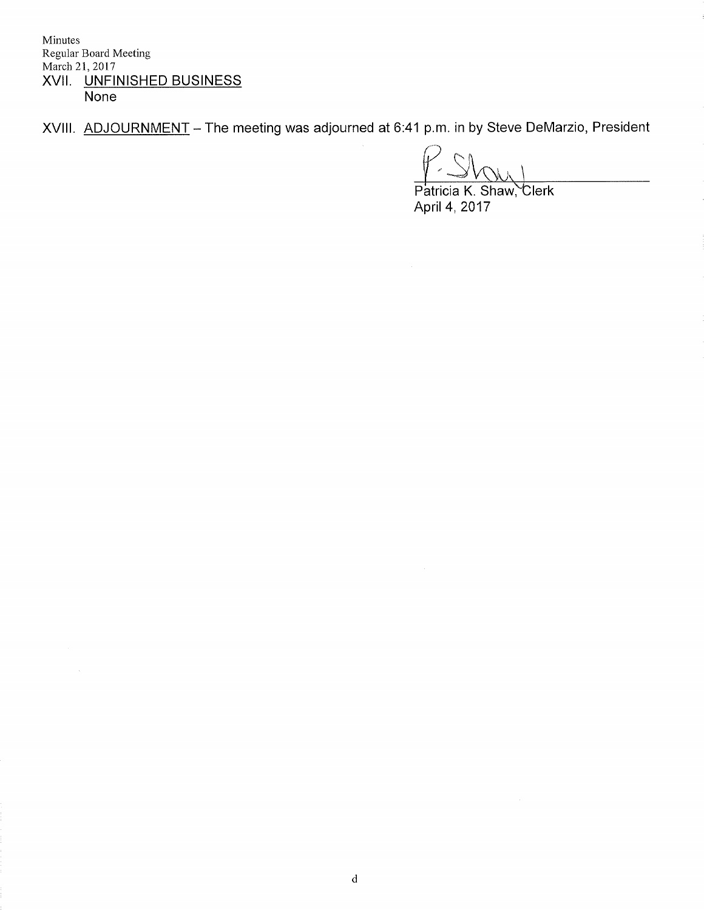Minutes
Regular Board Meeting
March 21, 2017

XVII. UNFINISHED BUSINESS

None

XVIII. ADJOURNMENT – The meeting was adjourned at 6:41 p.m. in by Steve DeMarzio, President

P. Shaw

Patricia K. Shaw, Clerk
April 4, 2017